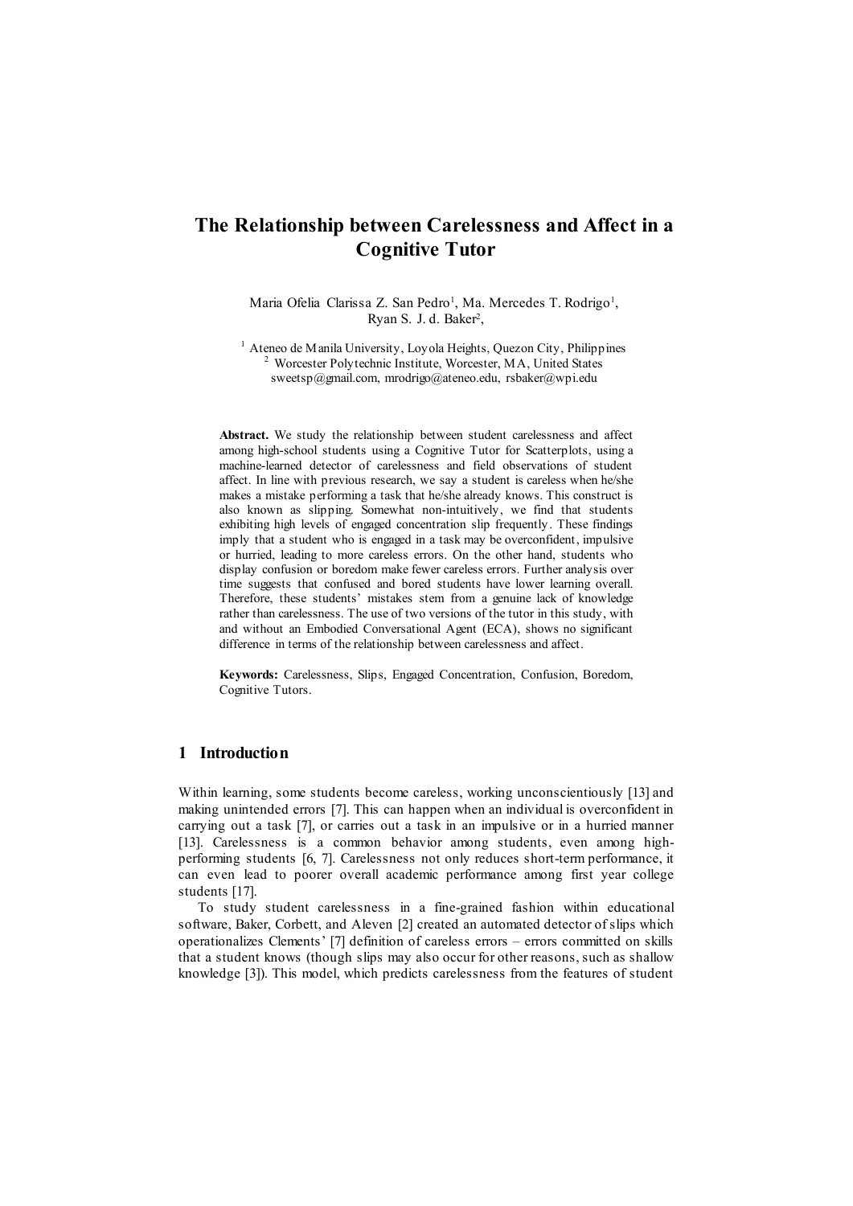# The Relationship between Carelessness and Affect in a Cognitive Tutor

Maria Ofelia Clarissa Z. San Pedro[1], Ma. Mercedes T. Rodrigo[1], Ryan S. J. d. Baker[2],

[1] Ateneo de Manila University, Loyola Heights, Quezon City, Philippines
[2] Worcester Polytechnic Institute, Worcester, MA, United States
sweetsp@gmail.com, mrodrigo@ateneo.edu, rsbaker@wpi.edu

**Abstract.** We study the relationship between student carelessness and affect among high-school students using a Cognitive Tutor for Scatterplots, using a machine-learned detector of carelessness and field observations of student affect. In line with previous research, we say a student is careless when he/she makes a mistake performing a task that he/she already knows. This construct is also known as slipping. Somewhat non-intuitively, we find that students exhibiting high levels of engaged concentration slip frequently. These findings imply that a student who is engaged in a task may be overconfident, impulsive or hurried, leading to more careless errors. On the other hand, students who display confusion or boredom make fewer careless errors. Further analysis over time suggests that confused and bored students have lower learning overall. Therefore, these students' mistakes stem from a genuine lack of knowledge rather than carelessness. The use of two versions of the tutor in this study, with and without an Embodied Conversational Agent (ECA), shows no significant difference in terms of the relationship between carelessness and affect.

**Keywords:** Carelessness, Slips, Engaged Concentration, Confusion, Boredom, Cognitive Tutors.

## 1 Introduction

Within learning, some students become careless, working unconscientiously [13] and making unintended errors [7]. This can happen when an individual is overconfident in carrying out a task [7], or carries out a task in an impulsive or in a hurried manner [13]. Carelessness is a common behavior among students, even among high-performing students [6, 7]. Carelessness not only reduces short-term performance, it can even lead to poorer overall academic performance among first year college students [17].

To study student carelessness in a fine-grained fashion within educational software, Baker, Corbett, and Aleven [2] created an automated detector of slips which operationalizes Clements' [7] definition of careless errors – errors committed on skills that a student knows (though slips may also occur for other reasons, such as shallow knowledge [3]). This model, which predicts carelessness from the features of student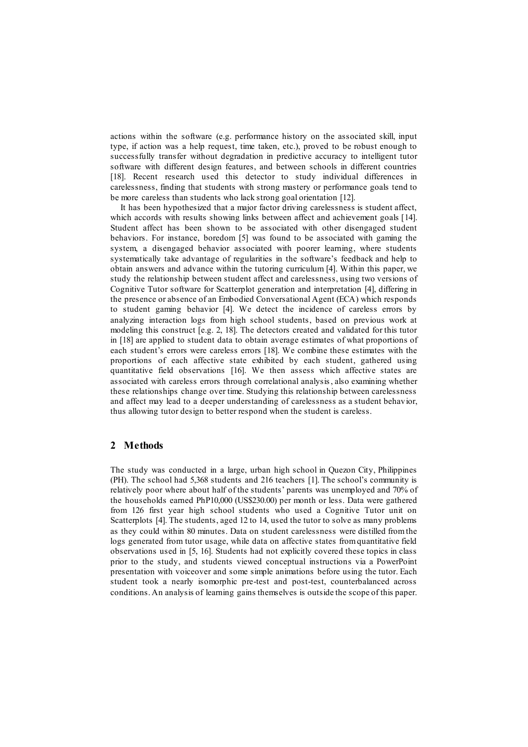actions within the software (e.g. performance history on the associated skill, input type, if action was a help request, time taken, etc.), proved to be robust enough to successfully transfer without degradation in predictive accuracy to intelligent tutor software with different design features, and between schools in different countries [18]. Recent research used this detector to study individual differences in carelessness, finding that students with strong mastery or performance goals tend to be more careless than students who lack strong goal orientation [12].

It has been hypothesized that a major factor driving carelessness is student affect, which accords with results showing links between affect and achievement goals [14]. Student affect has been shown to be associated with other disengaged student behaviors. For instance, boredom [5] was found to be associated with gaming the system, a disengaged behavior associated with poorer learning, where students systematically take advantage of regularities in the software's feedback and help to obtain answers and advance within the tutoring curriculum [4]. Within this paper, we study the relationship between student affect and carelessness, using two versions of Cognitive Tutor software for Scatterplot generation and interpretation [4], differing in the presence or absence of an Embodied Conversational Agent (ECA) which responds to student gaming behavior [4]. We detect the incidence of careless errors by analyzing interaction logs from high school students, based on previous work at modeling this construct [e.g. 2, 18]. The detectors created and validated for this tutor in [18] are applied to student data to obtain average estimates of what proportions of each student's errors were careless errors [18]. We combine these estimates with the proportions of each affective state exhibited by each student, gathered using quantitative field observations [16]. We then assess which affective states are associated with careless errors through correlational analysis, also examining whether these relationships change over time. Studying this relationship between carelessness and affect may lead to a deeper understanding of carelessness as a student behavior, thus allowing tutor design to better respond when the student is careless.

## 2 Methods

The study was conducted in a large, urban high school in Quezon City, Philippines (PH). The school had 5,368 students and 216 teachers [1]. The school's community is relatively poor where about half of the students' parents was unemployed and 70% of the households earned PhP10,000 (US$230.00) per month or less. Data were gathered from 126 first year high school students who used a Cognitive Tutor unit on Scatterplots [4]. The students, aged 12 to 14, used the tutor to solve as many problems as they could within 80 minutes. Data on student carelessness were distilled from the logs generated from tutor usage, while data on affective states from quantitative field observations used in [5, 16]. Students had not explicitly covered these topics in class prior to the study, and students viewed conceptual instructions via a PowerPoint presentation with voiceover and some simple animations before using the tutor. Each student took a nearly isomorphic pre-test and post-test, counterbalanced across conditions. An analysis of learning gains themselves is outside the scope of this paper.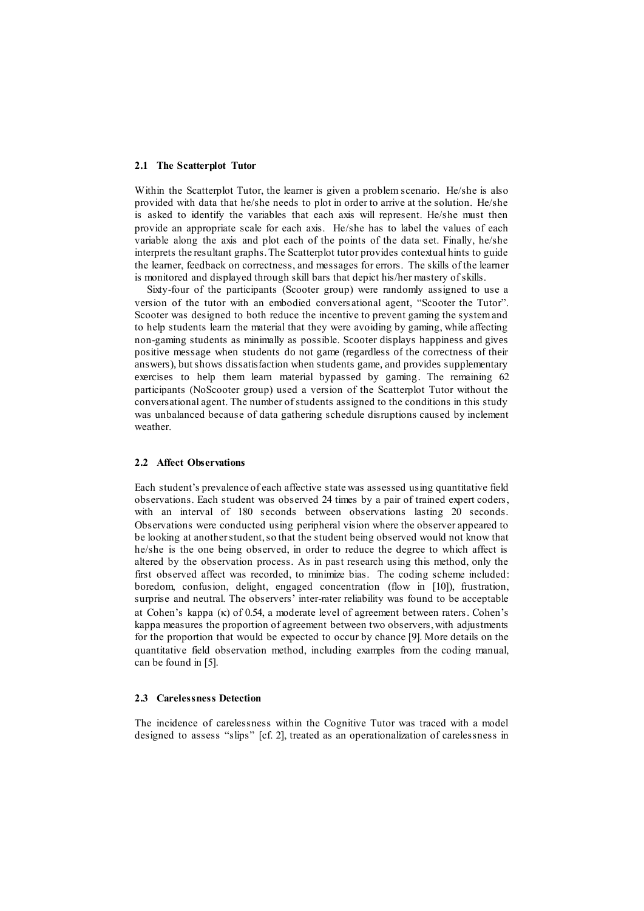### 2.1 The Scatterplot Tutor

Within the Scatterplot Tutor, the learner is given a problem scenario. He/she is also provided with data that he/she needs to plot in order to arrive at the solution. He/she is asked to identify the variables that each axis will represent. He/she must then provide an appropriate scale for each axis. He/she has to label the values of each variable along the axis and plot each of the points of the data set. Finally, he/she interprets the resultant graphs. The Scatterplot tutor provides contextual hints to guide the learner, feedback on correctness, and messages for errors. The skills of the learner is monitored and displayed through skill bars that depict his/her mastery of skills.

Sixty-four of the participants (Scooter group) were randomly assigned to use a version of the tutor with an embodied conversational agent, "Scooter the Tutor". Scooter was designed to both reduce the incentive to prevent gaming the system and to help students learn the material that they were avoiding by gaming, while affecting non-gaming students as minimally as possible. Scooter displays happiness and gives positive message when students do not game (regardless of the correctness of their answers), but shows dissatisfaction when students game, and provides supplementary exercises to help them learn material bypassed by gaming. The remaining 62 participants (NoScooter group) used a version of the Scatterplot Tutor without the conversational agent. The number of students assigned to the conditions in this study was unbalanced because of data gathering schedule disruptions caused by inclement weather.

### 2.2 Affect Observations

Each student's prevalence of each affective state was assessed using quantitative field observations. Each student was observed 24 times by a pair of trained expert coders, with an interval of 180 seconds between observations lasting 20 seconds. Observations were conducted using peripheral vision where the observer appeared to be looking at another student, so that the student being observed would not know that he/she is the one being observed, in order to reduce the degree to which affect is altered by the observation process. As in past research using this method, only the first observed affect was recorded, to minimize bias. The coding scheme included: boredom, confusion, delight, engaged concentration (flow in [10]), frustration, surprise and neutral. The observers' inter-rater reliability was found to be acceptable at Cohen's kappa (κ) of 0.54, a moderate level of agreement between raters. Cohen's kappa measures the proportion of agreement between two observers, with adjustments for the proportion that would be expected to occur by chance [9]. More details on the quantitative field observation method, including examples from the coding manual, can be found in [5].

### 2.3 Carelessness Detection

The incidence of carelessness within the Cognitive Tutor was traced with a model designed to assess "slips" [cf. 2], treated as an operationalization of carelessness in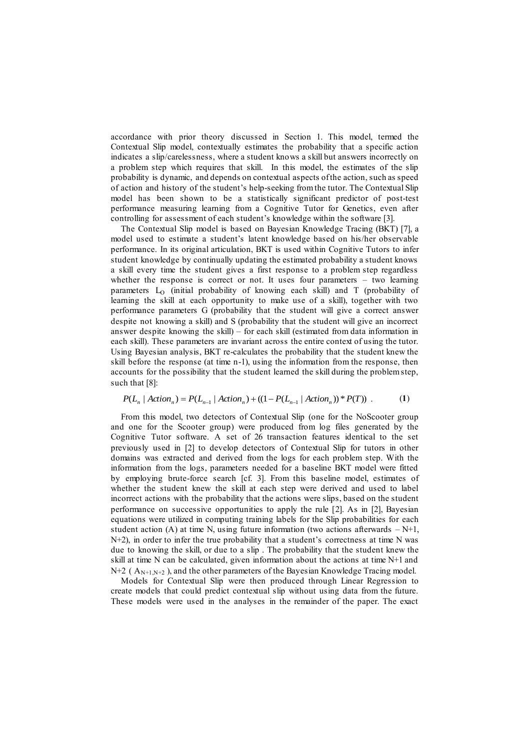accordance with prior theory discussed in Section 1. This model, termed the Contextual Slip model, contextually estimates the probability that a specific action indicates a slip/carelessness, where a student knows a skill but answers incorrectly on a problem step which requires that skill. In this model, the estimates of the slip probability is dynamic, and depends on contextual aspects of the action, such as speed of action and history of the student's help-seeking from the tutor. The Contextual Slip model has been shown to be a statistically significant predictor of post-test performance measuring learning from a Cognitive Tutor for Genetics, even after controlling for assessment of each student's knowledge within the software [3].

The Contextual Slip model is based on Bayesian Knowledge Tracing (BKT) [7], a model used to estimate a student's latent knowledge based on his/her observable performance. In its original articulation, BKT is used within Cognitive Tutors to infer student knowledge by continually updating the estimated probability a student knows a skill every time the student gives a first response to a problem step regardless whether the response is correct or not. It uses four parameters – two learning parameters $L_O$ (initial probability of knowing each skill) and T (probability of learning the skill at each opportunity to make use of a skill), together with two performance parameters G (probability that the student will give a correct answer despite not knowing a skill) and S (probability that the student will give an incorrect answer despite knowing the skill) – for each skill (estimated from data information in each skill). These parameters are invariant across the entire context of using the tutor. Using Bayesian analysis, BKT re-calculates the probability that the student knew the skill before the response (at time n-1), using the information from the response, then accounts for the possibility that the student learned the skill during the problem step, such that [8]:

$$P(L_n \mid Action_n) = P(L_{n-1} \mid Action_n) + ((1 - P(L_{n-1} \mid Action_n)) * P(T)) \quad . \qquad (1)$$

From this model, two detectors of Contextual Slip (one for the NoScooter group and one for the Scooter group) were produced from log files generated by the Cognitive Tutor software. A set of 26 transaction features identical to the set previously used in [2] to develop detectors of Contextual Slip for tutors in other domains was extracted and derived from the logs for each problem step. With the information from the logs, parameters needed for a baseline BKT model were fitted by employing brute-force search [cf. 3]. From this baseline model, estimates of whether the student knew the skill at each step were derived and used to label incorrect actions with the probability that the actions were slips, based on the student performance on successive opportunities to apply the rule [2]. As in [2], Bayesian equations were utilized in computing training labels for the Slip probabilities for each student action (A) at time N, using future information (two actions afterwards – N+1, N+2), in order to infer the true probability that a student's correctness at time N was due to knowing the skill, or due to a slip . The probability that the student knew the skill at time N can be calculated, given information about the actions at time N+1 and N+2 ( $A_{N+1,N+2}$ ), and the other parameters of the Bayesian Knowledge Tracing model.

Models for Contextual Slip were then produced through Linear Regression to create models that could predict contextual slip without using data from the future. These models were used in the analyses in the remainder of the paper. The exact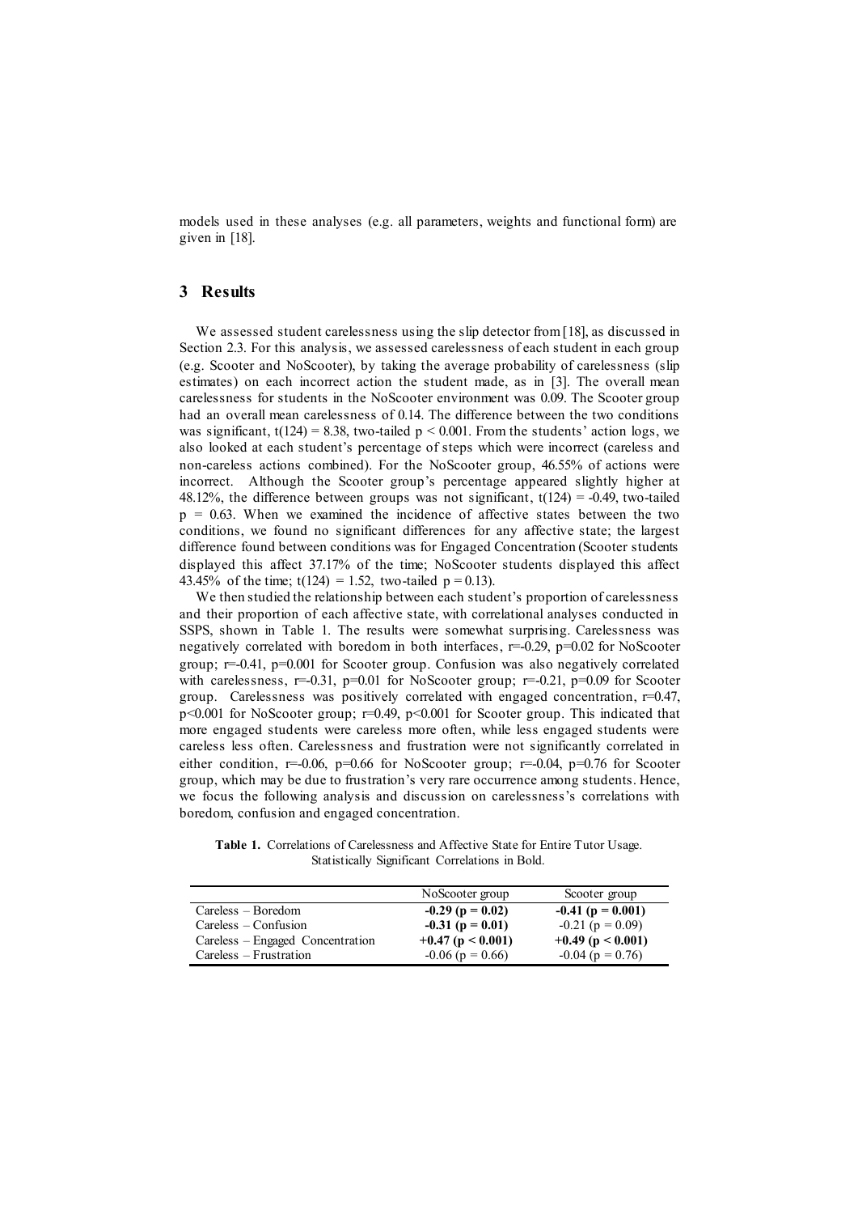models used in these analyses (e.g. all parameters, weights and functional form) are given in [18].

## 3 Results

We assessed student carelessness using the slip detector from [18], as discussed in Section 2.3. For this analysis, we assessed carelessness of each student in each group (e.g. Scooter and NoScooter), by taking the average probability of carelessness (slip estimates) on each incorrect action the student made, as in [3]. The overall mean carelessness for students in the NoScooter environment was 0.09. The Scooter group had an overall mean carelessness of 0.14. The difference between the two conditions was significant, $t(124) = 8.38$, two-tailed $p < 0.001$. From the students' action logs, we also looked at each student's percentage of steps which were incorrect (careless and non-careless actions combined). For the NoScooter group, 46.55% of actions were incorrect. Although the Scooter group's percentage appeared slightly higher at 48.12%, the difference between groups was not significant, $t(124) = -0.49$, two-tailed $p = 0.63$. When we examined the incidence of affective states between the two conditions, we found no significant differences for any affective state; the largest difference found between conditions was for Engaged Concentration (Scooter students displayed this affect 37.17% of the time; NoScooter students displayed this affect 43.45% of the time; $t(124) = 1.52$, two-tailed $p = 0.13$).

We then studied the relationship between each student's proportion of carelessness and their proportion of each affective state, with correlational analyses conducted in SSPS, shown in Table 1. The results were somewhat surprising. Carelessness was negatively correlated with boredom in both interfaces, $r=-0.29$, $p=0.02$ for NoScooter group; $r=-0.41$, $p=0.001$ for Scooter group. Confusion was also negatively correlated with carelessness, $r=-0.31$, $p=0.01$ for NoScooter group; $r=-0.21$, $p=0.09$ for Scooter group. Carelessness was positively correlated with engaged concentration, $r=0.47$, $p<0.001$ for NoScooter group; $r=0.49$, $p<0.001$ for Scooter group. This indicated that more engaged students were careless more often, while less engaged students were careless less often. Carelessness and frustration were not significantly correlated in either condition, $r=-0.06$, $p=0.66$ for NoScooter group; $r=-0.04$, $p=0.76$ for Scooter group, which may be due to frustration's very rare occurrence among students. Hence, we focus the following analysis and discussion on carelessness's correlations with boredom, confusion and engaged concentration.

**Table 1.** Correlations of Carelessness and Affective State for Entire Tutor Usage. Statistically Significant Correlations in Bold.

| | NoScooter group | Scooter group |
|---|---|---|
| Careless – Boredom | **-0.29 (p = 0.02)** | **-0.41 (p = 0.001)** |
| Careless – Confusion | **-0.31 (p = 0.01)** | -0.21 (p = 0.09) |
| Careless – Engaged Concentration | **+0.47 (p < 0.001)** | **+0.49 (p < 0.001)** |
| Careless – Frustration | -0.06 (p = 0.66) | -0.04 (p = 0.76) |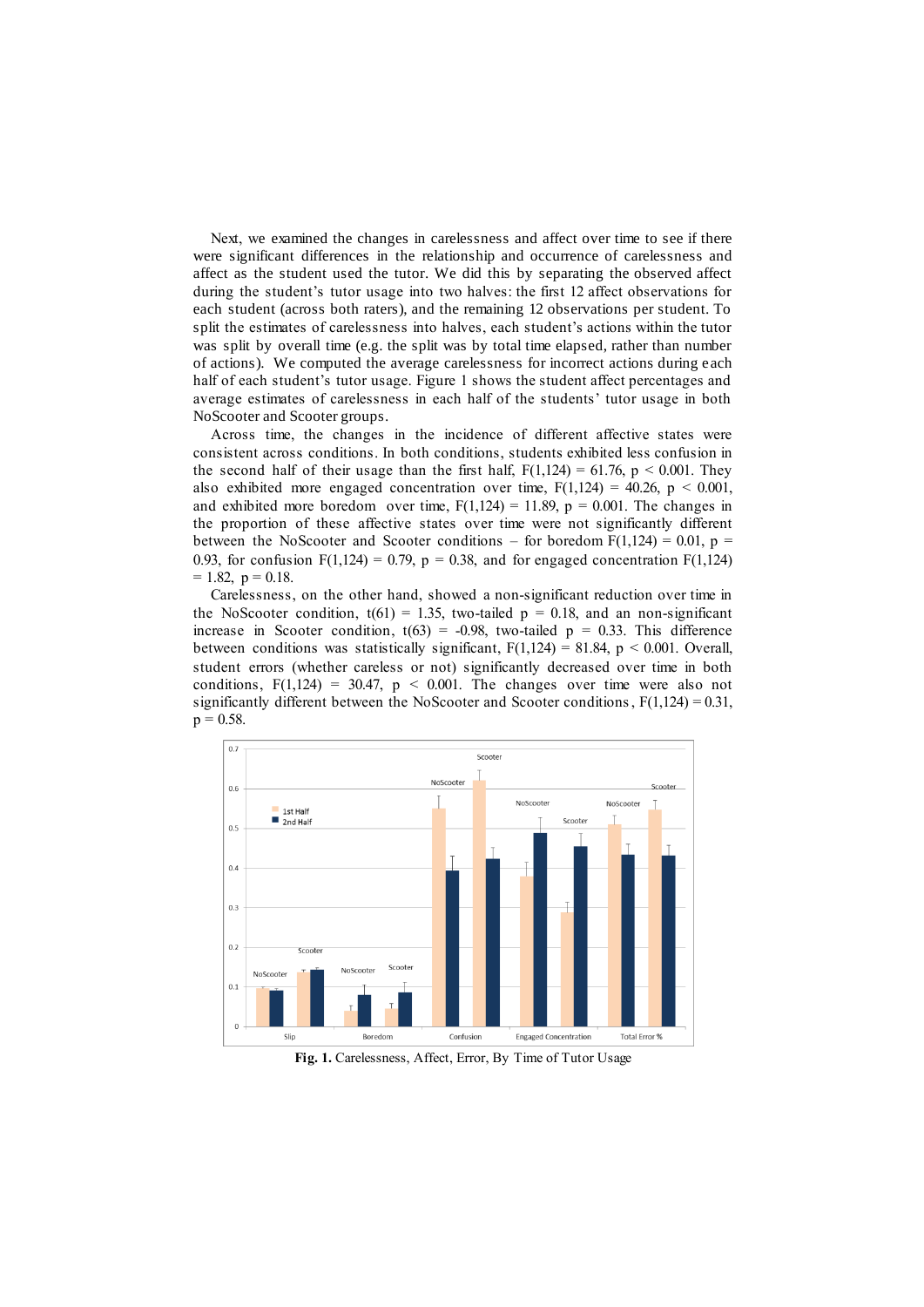Next, we examined the changes in carelessness and affect over time to see if there were significant differences in the relationship and occurrence of carelessness and affect as the student used the tutor. We did this by separating the observed affect during the student's tutor usage into two halves: the first 12 affect observations for each student (across both raters), and the remaining 12 observations per student. To split the estimates of carelessness into halves, each student's actions within the tutor was split by overall time (e.g. the split was by total time elapsed, rather than number of actions). We computed the average carelessness for incorrect actions during each half of each student's tutor usage. Figure 1 shows the student affect percentages and average estimates of carelessness in each half of the students' tutor usage in both NoScooter and Scooter groups.

Across time, the changes in the incidence of different affective states were consistent across conditions. In both conditions, students exhibited less confusion in the second half of their usage than the first half, $F(1,124) = 61.76$, $p < 0.001$. They also exhibited more engaged concentration over time, $F(1,124) = 40.26$, $p < 0.001$, and exhibited more boredom over time, $F(1,124) = 11.89$, $p = 0.001$. The changes in the proportion of these affective states over time were not significantly different between the NoScooter and Scooter conditions – for boredom $F(1,124) = 0.01$, $p = 0.93$, for confusion $F(1,124) = 0.79$, $p = 0.38$, and for engaged concentration $F(1,124) = 1.82$, $p = 0.18$.

Carelessness, on the other hand, showed a non-significant reduction over time in the NoScooter condition, $t(61) = 1.35$, two-tailed $p = 0.18$, and an non-significant increase in Scooter condition, $t(63) = -0.98$, two-tailed $p = 0.33$. This difference between conditions was statistically significant, $F(1,124) = 81.84$, $p < 0.001$. Overall, student errors (whether careless or not) significantly decreased over time in both conditions, $F(1,124) = 30.47$, $p < 0.001$. The changes over time were also not significantly different between the NoScooter and Scooter conditions, $F(1,124) = 0.31$, $p = 0.58$.

**Fig. 1.** Carelessness, Affect, Error, By Time of Tutor Usage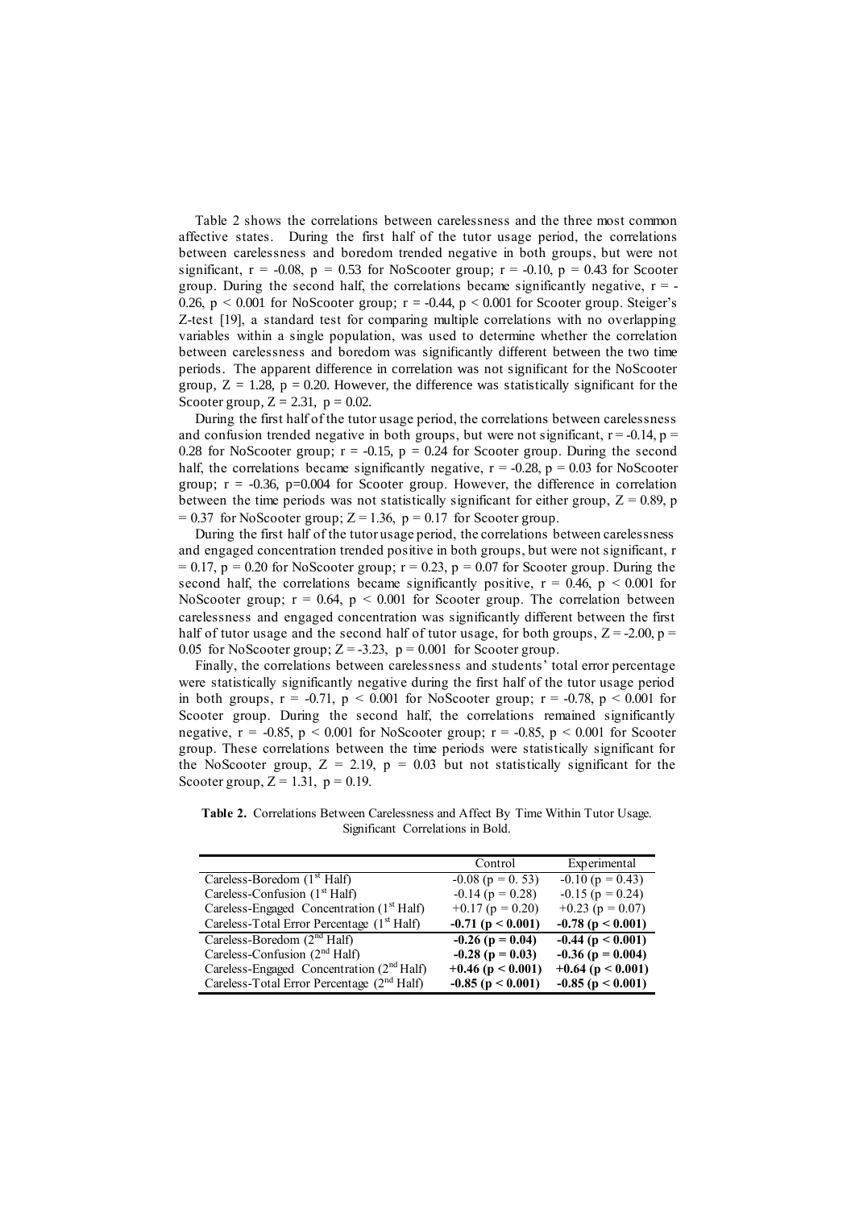Table 2 shows the correlations between carelessness and the three most common affective states. During the first half of the tutor usage period, the correlations between carelessness and boredom trended negative in both groups, but were not significant, $r = -0.08$, $p = 0.53$ for NoScooter group; $r = -0.10$, $p = 0.43$ for Scooter group. During the second half, the correlations became significantly negative, $r = -0.26$, $p < 0.001$ for NoScooter group; $r = -0.44$, $p < 0.001$ for Scooter group. Steiger's Z-test [19], a standard test for comparing multiple correlations with no overlapping variables within a single population, was used to determine whether the correlation between carelessness and boredom was significantly different between the two time periods. The apparent difference in correlation was not significant for the NoScooter group, $Z = 1.28$, $p = 0.20$. However, the difference was statistically significant for the Scooter group, $Z = 2.31$, $p = 0.02$.

During the first half of the tutor usage period, the correlations between carelessness and confusion trended negative in both groups, but were not significant, $r = -0.14$, $p = 0.28$ for NoScooter group; $r = -0.15$, $p = 0.24$ for Scooter group. During the second half, the correlations became significantly negative, $r = -0.28$, $p = 0.03$ for NoScooter group; $r = -0.36$, $p = 0.004$ for Scooter group. However, the difference in correlation between the time periods was not statistically significant for either group, $Z = 0.89$, $p = 0.37$ for NoScooter group; $Z = 1.36$, $p = 0.17$ for Scooter group.

During the first half of the tutor usage period, the correlations between carelessness and engaged concentration trended positive in both groups, but were not significant, $r = 0.17$, $p = 0.20$ for NoScooter group; $r = 0.23$, $p = 0.07$ for Scooter group. During the second half, the correlations became significantly positive, $r = 0.46$, $p < 0.001$ for NoScooter group; $r = 0.64$, $p < 0.001$ for Scooter group. The correlation between carelessness and engaged concentration was significantly different between the first half of tutor usage and the second half of tutor usage, for both groups, $Z = -2.00$, $p = 0.05$ for NoScooter group; $Z = -3.23$, $p = 0.001$ for Scooter group.

Finally, the correlations between carelessness and students' total error percentage were statistically significantly negative during the first half of the tutor usage period in both groups, $r = -0.71$, $p < 0.001$ for NoScooter group; $r = -0.78$, $p < 0.001$ for Scooter group. During the second half, the correlations remained significantly negative, $r = -0.85$, $p < 0.001$ for NoScooter group; $r = -0.85$, $p < 0.001$ for Scooter group. These correlations between the time periods were statistically significant for the NoScooter group, $Z = 2.19$, $p = 0.03$ but not statistically significant for the Scooter group, $Z = 1.31$, $p = 0.19$.

**Table 2.** Correlations Between Carelessness and Affect By Time Within Tutor Usage. Significant Correlations in Bold.

| | Control | Experimental |
|---|---|---|
| Careless-Boredom (1st Half) | -0.08 (p = 0. 53) | -0.10 (p = 0.43) |
| Careless-Confusion (1st Half) | -0.14 (p = 0.28) | -0.15 (p = 0.24) |
| Careless-Engaged Concentration (1st Half) | +0.17 (p = 0.20) | +0.23 (p = 0.07) |
| Careless-Total Error Percentage (1st Half) | **-0.71 (p < 0.001)** | **-0.78 (p < 0.001)** |
| Careless-Boredom (2nd Half) | **-0.26 (p = 0.04)** | **-0.44 (p < 0.001)** |
| Careless-Confusion (2nd Half) | **-0.28 (p = 0.03)** | **-0.36 (p = 0.004)** |
| Careless-Engaged Concentration (2nd Half) | **+0.46 (p < 0.001)** | **+0.64 (p < 0.001)** |
| Careless-Total Error Percentage (2nd Half) | **-0.85 (p < 0.001)** | **-0.85 (p < 0.001)** |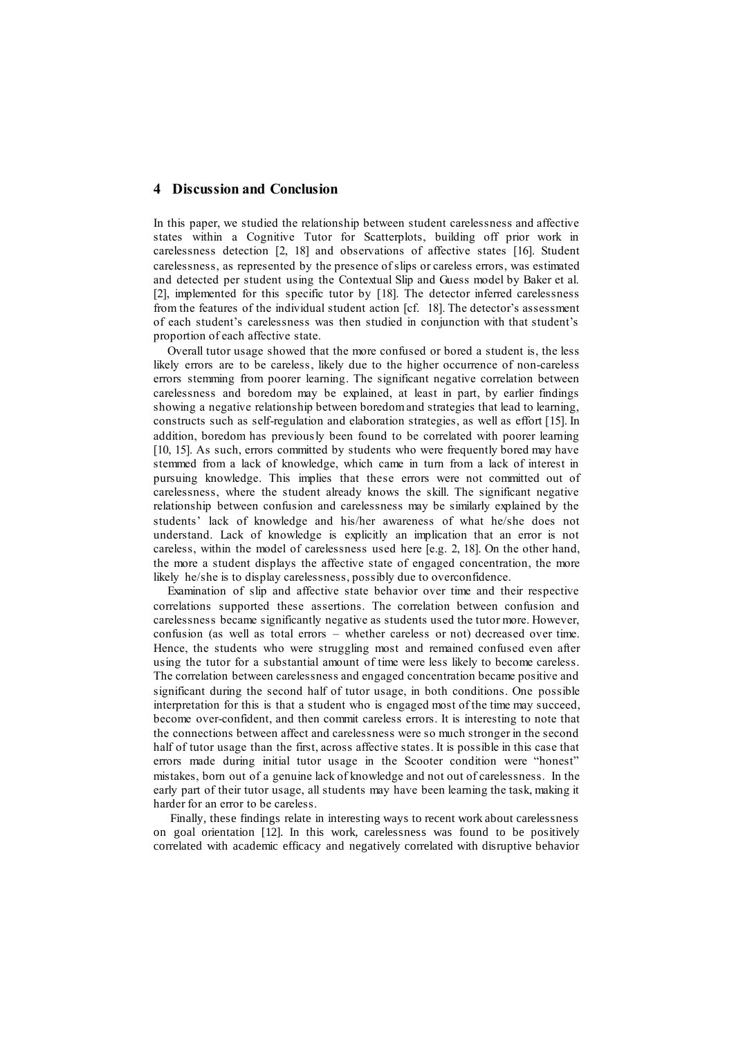## 4 Discussion and Conclusion

In this paper, we studied the relationship between student carelessness and affective states within a Cognitive Tutor for Scatterplots, building off prior work in carelessness detection [2, 18] and observations of affective states [16]. Student carelessness, as represented by the presence of slips or careless errors, was estimated and detected per student using the Contextual Slip and Guess model by Baker et al. [2], implemented for this specific tutor by [18]. The detector inferred carelessness from the features of the individual student action [cf. 18]. The detector's assessment of each student's carelessness was then studied in conjunction with that student's proportion of each affective state.

Overall tutor usage showed that the more confused or bored a student is, the less likely errors are to be careless, likely due to the higher occurrence of non-careless errors stemming from poorer learning. The significant negative correlation between carelessness and boredom may be explained, at least in part, by earlier findings showing a negative relationship between boredom and strategies that lead to learning, constructs such as self-regulation and elaboration strategies, as well as effort [15]. In addition, boredom has previously been found to be correlated with poorer learning [10, 15]. As such, errors committed by students who were frequently bored may have stemmed from a lack of knowledge, which came in turn from a lack of interest in pursuing knowledge. This implies that these errors were not committed out of carelessness, where the student already knows the skill. The significant negative relationship between confusion and carelessness may be similarly explained by the students' lack of knowledge and his/her awareness of what he/she does not understand. Lack of knowledge is explicitly an implication that an error is not careless, within the model of carelessness used here [e.g. 2, 18]. On the other hand, the more a student displays the affective state of engaged concentration, the more likely he/she is to display carelessness, possibly due to overconfidence.

Examination of slip and affective state behavior over time and their respective correlations supported these assertions. The correlation between confusion and carelessness became significantly negative as students used the tutor more. However, confusion (as well as total errors – whether careless or not) decreased over time. Hence, the students who were struggling most and remained confused even after using the tutor for a substantial amount of time were less likely to become careless. The correlation between carelessness and engaged concentration became positive and significant during the second half of tutor usage, in both conditions. One possible interpretation for this is that a student who is engaged most of the time may succeed, become over-confident, and then commit careless errors. It is interesting to note that the connections between affect and carelessness were so much stronger in the second half of tutor usage than the first, across affective states. It is possible in this case that errors made during initial tutor usage in the Scooter condition were "honest" mistakes, born out of a genuine lack of knowledge and not out of carelessness. In the early part of their tutor usage, all students may have been learning the task, making it harder for an error to be careless.

Finally, these findings relate in interesting ways to recent work about carelessness on goal orientation [12]. In this work, carelessness was found to be positively correlated with academic efficacy and negatively correlated with disruptive behavior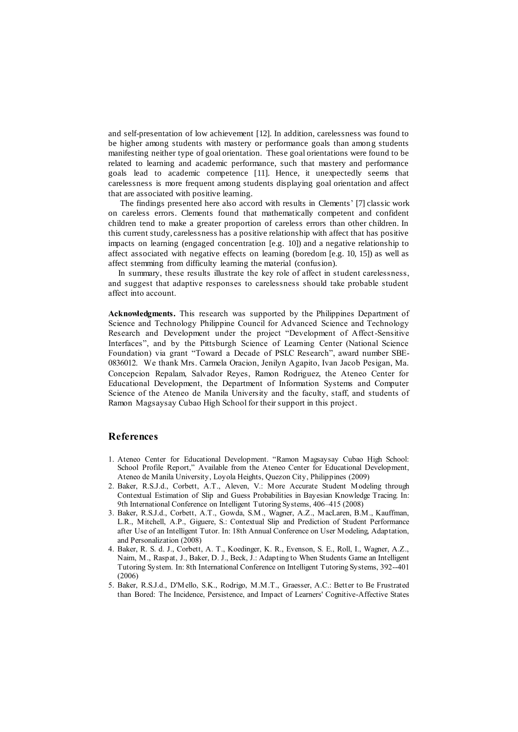and self-presentation of low achievement [12]. In addition, carelessness was found to be higher among students with mastery or performance goals than among students manifesting neither type of goal orientation. These goal orientations were found to be related to learning and academic performance, such that mastery and performance goals lead to academic competence [11]. Hence, it unexpectedly seems that carelessness is more frequent among students displaying goal orientation and affect that are associated with positive learning.

The findings presented here also accord with results in Clements' [7] classic work on careless errors. Clements found that mathematically competent and confident children tend to make a greater proportion of careless errors than other children. In this current study, carelessness has a positive relationship with affect that has positive impacts on learning (engaged concentration [e.g. 10]) and a negative relationship to affect associated with negative effects on learning (boredom [e.g. 10, 15]) as well as affect stemming from difficulty learning the material (confusion).

In summary, these results illustrate the key role of affect in student carelessness, and suggest that adaptive responses to carelessness should take probable student affect into account.

**Acknowledgments.** This research was supported by the Philippines Department of Science and Technology Philippine Council for Advanced Science and Technology Research and Development under the project "Development of Affect-Sensitive Interfaces", and by the Pittsburgh Science of Learning Center (National Science Foundation) via grant "Toward a Decade of PSLC Research", award number SBE-0836012. We thank Mrs. Carmela Oracion, Jenilyn Agapito, Ivan Jacob Pesigan, Ma. Concepcion Repalam, Salvador Reyes, Ramon Rodriguez, the Ateneo Center for Educational Development, the Department of Information Systems and Computer Science of the Ateneo de Manila University and the faculty, staff, and students of Ramon Magsaysay Cubao High School for their support in this project.

## References

1. Ateneo Center for Educational Development. "Ramon Magsaysay Cubao High School: School Profile Report," Available from the Ateneo Center for Educational Development, Ateneo de Manila University, Loyola Heights, Quezon City, Philippines (2009)
2. Baker, R.S.J.d., Corbett, A.T., Aleven, V.: More Accurate Student Modeling through Contextual Estimation of Slip and Guess Probabilities in Bayesian Knowledge Tracing. In: 9th International Conference on Intelligent Tutoring Systems, 406–415 (2008)
3. Baker, R.S.J.d., Corbett, A.T., Gowda, S.M., Wagner, A.Z., MacLaren, B.M., Kauffman, L.R., Mitchell, A.P., Giguere, S.: Contextual Slip and Prediction of Student Performance after Use of an Intelligent Tutor. In: 18th Annual Conference on User Modeling, Adaptation, and Personalization (2008)
4. Baker, R. S. d. J., Corbett, A. T., Koedinger, K. R., Evenson, S. E., Roll, I., Wagner, A.Z., Naim, M., Raspat, J., Baker, D. J., Beck, J.: Adapting to When Students Game an Intelligent Tutoring System. In: 8th International Conference on Intelligent Tutoring Systems, 392--401 (2006)
5. Baker, R.S.J.d., D'Mello, S.K., Rodrigo, M.M.T., Graesser, A.C.: Better to Be Frustrated than Bored: The Incidence, Persistence, and Impact of Learners' Cognitive-Affective States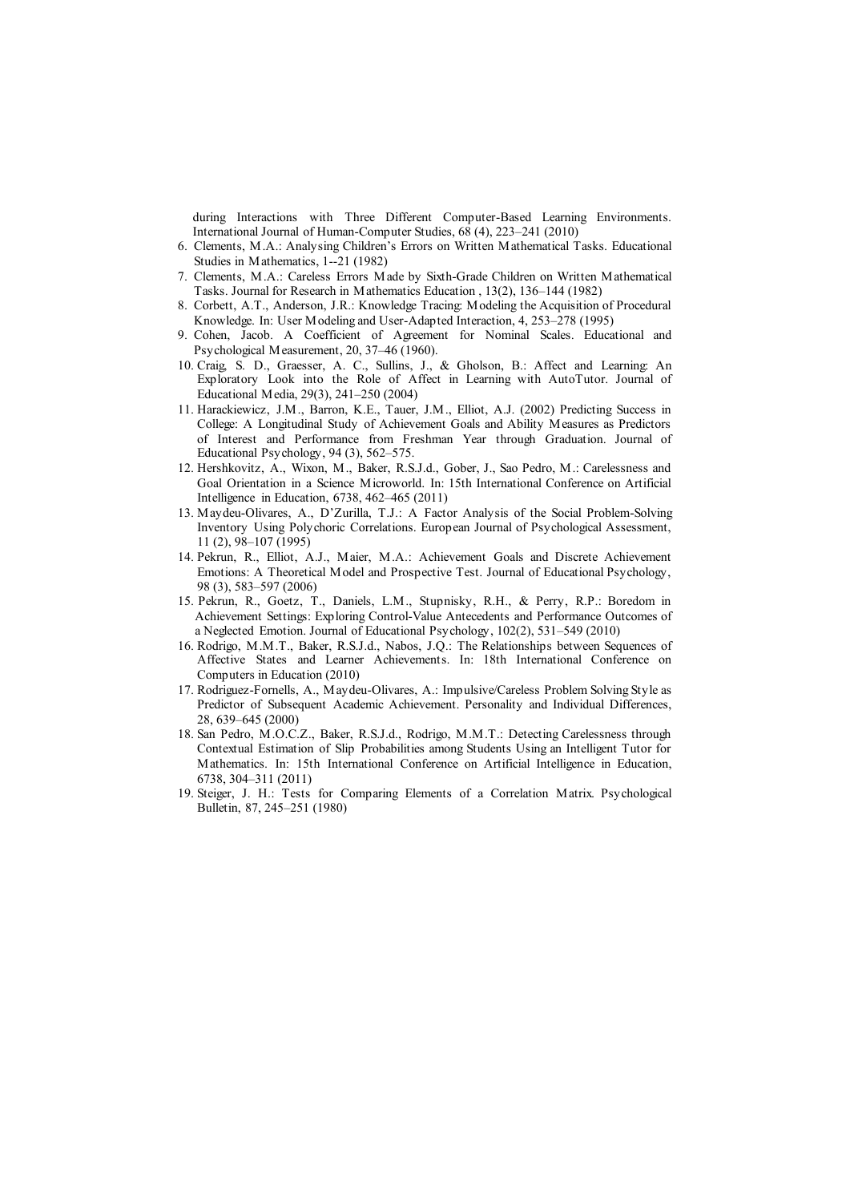during Interactions with Three Different Computer-Based Learning Environments. International Journal of Human-Computer Studies, 68 (4), 223–241 (2010)

6. Clements, M.A.: Analysing Children's Errors on Written Mathematical Tasks. Educational Studies in Mathematics, 1--21 (1982)
7. Clements, M.A.: Careless Errors Made by Sixth-Grade Children on Written Mathematical Tasks. Journal for Research in Mathematics Education , 13(2), 136–144 (1982)
8. Corbett, A.T., Anderson, J.R.: Knowledge Tracing: Modeling the Acquisition of Procedural Knowledge. In: User Modeling and User-Adapted Interaction, 4, 253–278 (1995)
9. Cohen, Jacob. A Coefficient of Agreement for Nominal Scales. Educational and Psychological Measurement, 20, 37–46 (1960).
10. Craig, S. D., Graesser, A. C., Sullins, J., & Gholson, B.: Affect and Learning: An Exploratory Look into the Role of Affect in Learning with AutoTutor. Journal of Educational Media, 29(3), 241–250 (2004)
11. Harackiewicz, J.M., Barron, K.E., Tauer, J.M., Elliot, A.J. (2002) Predicting Success in College: A Longitudinal Study of Achievement Goals and Ability Measures as Predictors of Interest and Performance from Freshman Year through Graduation. Journal of Educational Psychology, 94 (3), 562–575.
12. Hershkovitz, A., Wixon, M., Baker, R.S.J.d., Gober, J., Sao Pedro, M.: Carelessness and Goal Orientation in a Science Microworld. In: 15th International Conference on Artificial Intelligence in Education, 6738, 462–465 (2011)
13. Maydeu-Olivares, A., D'Zurilla, T.J.: A Factor Analysis of the Social Problem-Solving Inventory Using Polychoric Correlations. European Journal of Psychological Assessment, 11 (2), 98–107 (1995)
14. Pekrun, R., Elliot, A.J., Maier, M.A.: Achievement Goals and Discrete Achievement Emotions: A Theoretical Model and Prospective Test. Journal of Educational Psychology, 98 (3), 583–597 (2006)
15. Pekrun, R., Goetz, T., Daniels, L.M., Stupnisky, R.H., & Perry, R.P.: Boredom in Achievement Settings: Exploring Control-Value Antecedents and Performance Outcomes of a Neglected Emotion. Journal of Educational Psychology, 102(2), 531–549 (2010)
16. Rodrigo, M.M.T., Baker, R.S.J.d., Nabos, J.Q.: The Relationships between Sequences of Affective States and Learner Achievements. In: 18th International Conference on Computers in Education (2010)
17. Rodriguez-Fornells, A., Maydeu-Olivares, A.: Impulsive/Careless Problem Solving Style as Predictor of Subsequent Academic Achievement. Personality and Individual Differences, 28, 639–645 (2000)
18. San Pedro, M.O.C.Z., Baker, R.S.J.d., Rodrigo, M.M.T.: Detecting Carelessness through Contextual Estimation of Slip Probabilities among Students Using an Intelligent Tutor for Mathematics. In: 15th International Conference on Artificial Intelligence in Education, 6738, 304–311 (2011)
19. Steiger, J. H.: Tests for Comparing Elements of a Correlation Matrix. Psychological Bulletin, 87, 245–251 (1980)